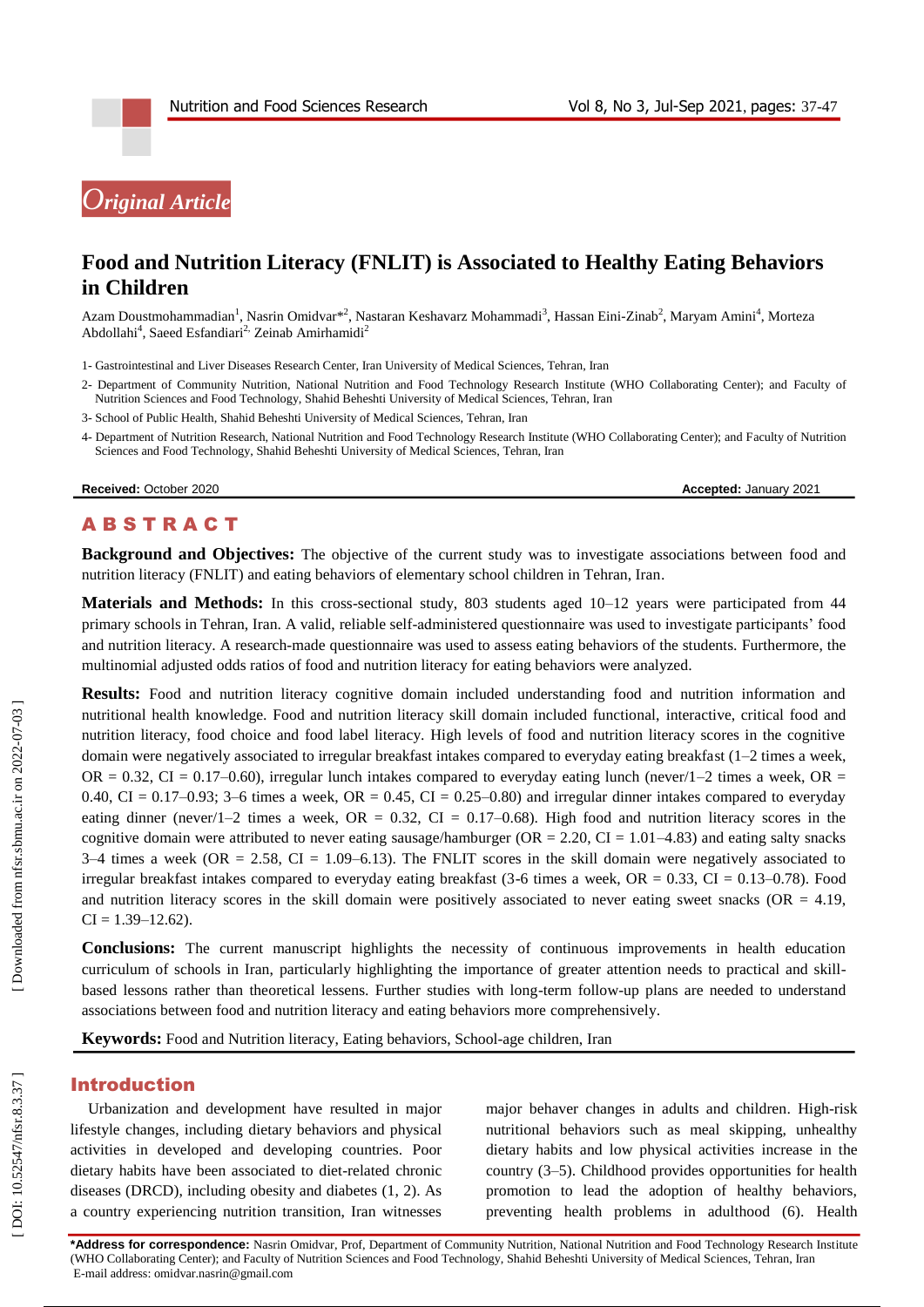*Original Article*

# Food and Nutrition Literacy (FNLIT) is Associated to Healthy Eating Behaviors in Children

Azam Doustmohammadian[1], Nasrin Omidvar*[2], Nastaran Keshavarz Mohammadi[3], Hassan Eini-Zinab[2], Maryam Amini[4], Morteza Abdollahi[4], Saeed Esfandiari[2,] Zeinab Amirhamidi[2]

1- Gastrointestinal and Liver Diseases Research Center, Iran University of Medical Sciences, Tehran, Iran

2- Department of Community Nutrition, National Nutrition and Food Technology Research Institute (WHO Collaborating Center); and Faculty of Nutrition Sciences and Food Technology, Shahid Beheshti University of Medical Sciences, Tehran, Iran

3- School of Public Health, Shahid Beheshti University of Medical Sciences, Tehran, Iran

4- Department of Nutrition Research, National Nutrition and Food Technology Research Institute (WHO Collaborating Center); and Faculty of Nutrition Sciences and Food Technology, Shahid Beheshti University of Medical Sciences, Tehran, Iran

**Received:** October 2020 **Accepted:** January 2021

## ABSTRACT

**Background and Objectives:** The objective of the current study was to investigate associations between food and nutrition literacy (FNLIT) and eating behaviors of elementary school children in Tehran, Iran.

**Materials and Methods:** In this cross-sectional study, 803 students aged 10–12 years were participated from 44 primary schools in Tehran, Iran. A valid, reliable self-administered questionnaire was used to investigate participants' food and nutrition literacy. A research-made questionnaire was used to assess eating behaviors of the students. Furthermore, the multinomial adjusted odds ratios of food and nutrition literacy for eating behaviors were analyzed.

**Results:** Food and nutrition literacy cognitive domain included understanding food and nutrition information and nutritional health knowledge. Food and nutrition literacy skill domain included functional, interactive, critical food and nutrition literacy, food choice and food label literacy. High levels of food and nutrition literacy scores in the cognitive domain were negatively associated to irregular breakfast intakes compared to everyday eating breakfast (1–2 times a week, OR = 0.32, CI = 0.17–0.60), irregular lunch intakes compared to everyday eating lunch (never/1–2 times a week, OR = 0.40, CI = 0.17–0.93; 3–6 times a week, OR = 0.45, CI = 0.25–0.80) and irregular dinner intakes compared to everyday eating dinner (never/1–2 times a week, OR = 0.32, CI = 0.17–0.68). High food and nutrition literacy scores in the cognitive domain were attributed to never eating sausage/hamburger (OR = 2.20, CI = 1.01–4.83) and eating salty snacks 3–4 times a week (OR = 2.58, CI = 1.09–6.13). The FNLIT scores in the skill domain were negatively associated to irregular breakfast intakes compared to everyday eating breakfast (3-6 times a week, OR = 0.33, CI = 0.13–0.78). Food and nutrition literacy scores in the skill domain were positively associated to never eating sweet snacks (OR = 4.19, CI = 1.39–12.62).

**Conclusions:** The current manuscript highlights the necessity of continuous improvements in health education curriculum of schools in Iran, particularly highlighting the importance of greater attention needs to practical and skill-based lessons rather than theoretical lessens. Further studies with long-term follow-up plans are needed to understand associations between food and nutrition literacy and eating behaviors more comprehensively.

**Keywords:** Food and Nutrition literacy, Eating behaviors, School-age children, Iran

## Introduction

Urbanization and development have resulted in major lifestyle changes, including dietary behaviors and physical activities in developed and developing countries. Poor dietary habits have been associated with diet-related chronic diseases (DRCD), including obesity and diabetes (1, 2). As a country experiencing nutrition transition, Iran witnesses major behaver changes in adults and children. High-risk nutritional behaviors such as meal skipping, unhealthy dietary habits and low physical activities increase in the country (3–5). Childhood provides opportunities for health promotion to lead the adoption of healthy behaviors, preventing health problems in adulthood (6). Health

**\*Address for correspondence:** Nasrin Omidvar, Prof, Department of Community Nutrition, National Nutrition and Food Technology Research Institute (WHO Collaborating Center); and Faculty of Nutrition Sciences and Food Technology, Shahid Beheshti University of Medical Sciences, Tehran, Iran
E-mail address: omidvar.nasrin@gmail.com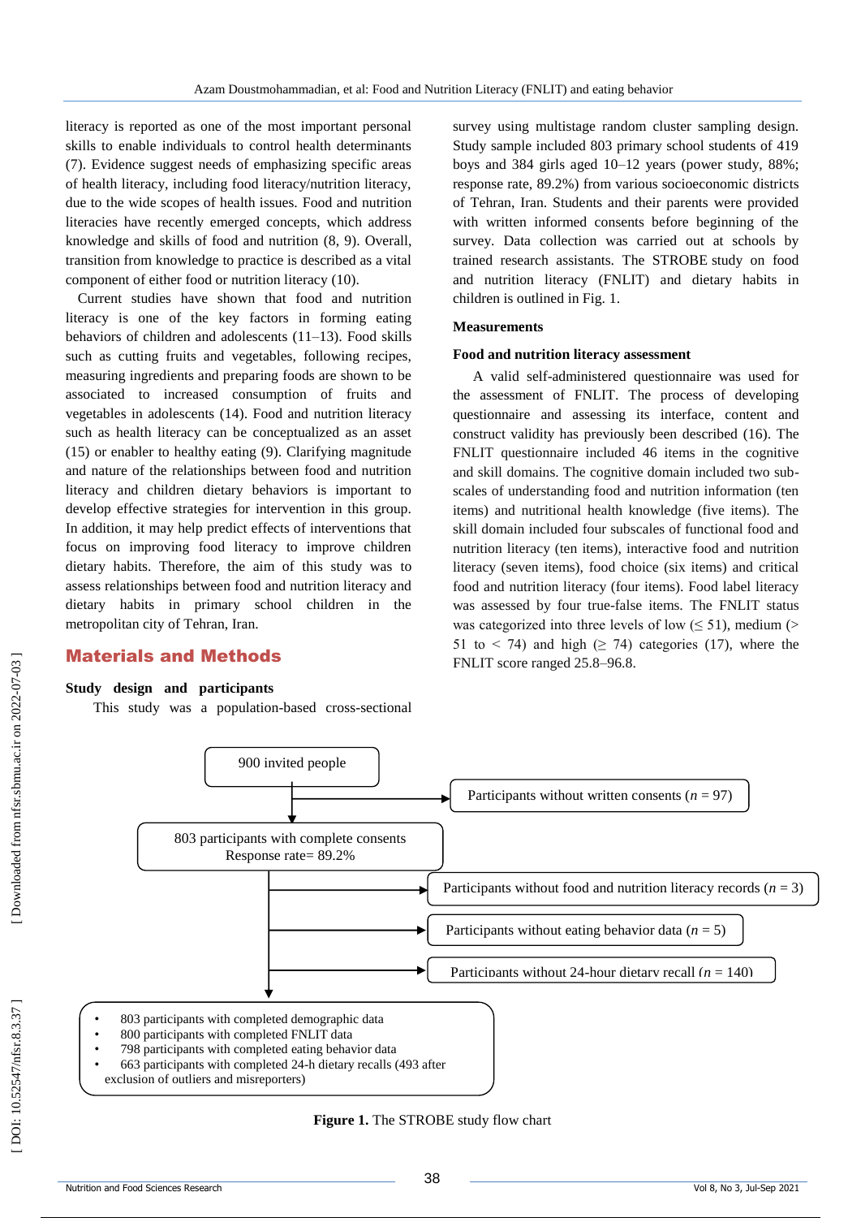literacy is reported as one of the most important personal skills to enable individuals to control health determinants (7). Evidence suggest needs of emphasizing specific areas of health literacy, including food literacy/nutrition literacy, due to the wide scopes of health issues. Food and nutrition literacies have recently emerged concepts, which address knowledge and skills of food and nutrition (8, 9). Overall, transition from knowledge to practice is described as a vital component of either food or nutrition literacy (10).

Current studies have shown that food and nutrition literacy is one of the key factors in forming eating behaviors of children and adolescents (11–13). Food skills such as cutting fruits and vegetables, following recipes, measuring ingredients and preparing foods are shown to be associated to increased consumption of fruits and vegetables in adolescents (14). Food and nutrition literacy such as health literacy can be conceptualized as an asset (15) or enabler to healthy eating (9). Clarifying magnitude and nature of the relationships between food and nutrition literacy and children dietary behaviors is important to develop effective strategies for intervention in this group. In addition, it may help predict effects of interventions that focus on improving food literacy to improve children dietary habits. Therefore, the aim of this study was to assess relationships between food and nutrition literacy and dietary habits in primary school children in the metropolitan city of Tehran, Iran.

## Materials and Methods

### Study design and participants

This study was a population-based cross-sectional survey using multistage random cluster sampling design. Study sample included 803 primary school students of 419 boys and 384 girls aged 10–12 years (power study, 88%; response rate, 89.2%) from various socioeconomic districts of Tehran, Iran. Students and their parents were provided with written informed consents before beginning of the survey. Data collection was carried out at schools by trained research assistants. The STROBE study on food and nutrition literacy (FNLIT) and dietary habits in children is outlined in Fig. 1.

### Measurements

#### Food and nutrition literacy assessment

A valid self-administered questionnaire was used for the assessment of FNLIT. The process of developing questionnaire and assessing its interface, content and construct validity has previously been described (16). The FNLIT questionnaire included 46 items in the cognitive and skill domains. The cognitive domain included two sub-scales of understanding food and nutrition information (ten items) and nutritional health knowledge (five items). The skill domain included four subscales of functional food and nutrition literacy (ten items), interactive food and nutrition literacy (seven items), food choice (six items) and critical food and nutrition literacy (four items). Food label literacy was assessed by four true-false items. The FNLIT status was categorized into three levels of low ($\leq 51$), medium ($> 51$ to $< 74$) and high ($\geq 74$) categories (17), where the FNLIT score ranged 25.8–96.8.

900 invited people

→ Participants without written consents (*n* = 97)

803 participants with complete consents
Response rate= 89.2%

→ Participants without food and nutrition literacy records (*n* = 3)

→ Participants without eating behavior data (*n* = 5)

→ Participants without 24-hour dietary recall (*n* = 140)

- 803 participants with completed demographic data
- 800 participants with completed FNLIT data
- 798 participants with completed eating behavior data
- 663 participants with completed 24-h dietary recalls (493 after exclusion of outliers and misreporters)

**Figure 1.** The STROBE study flow chart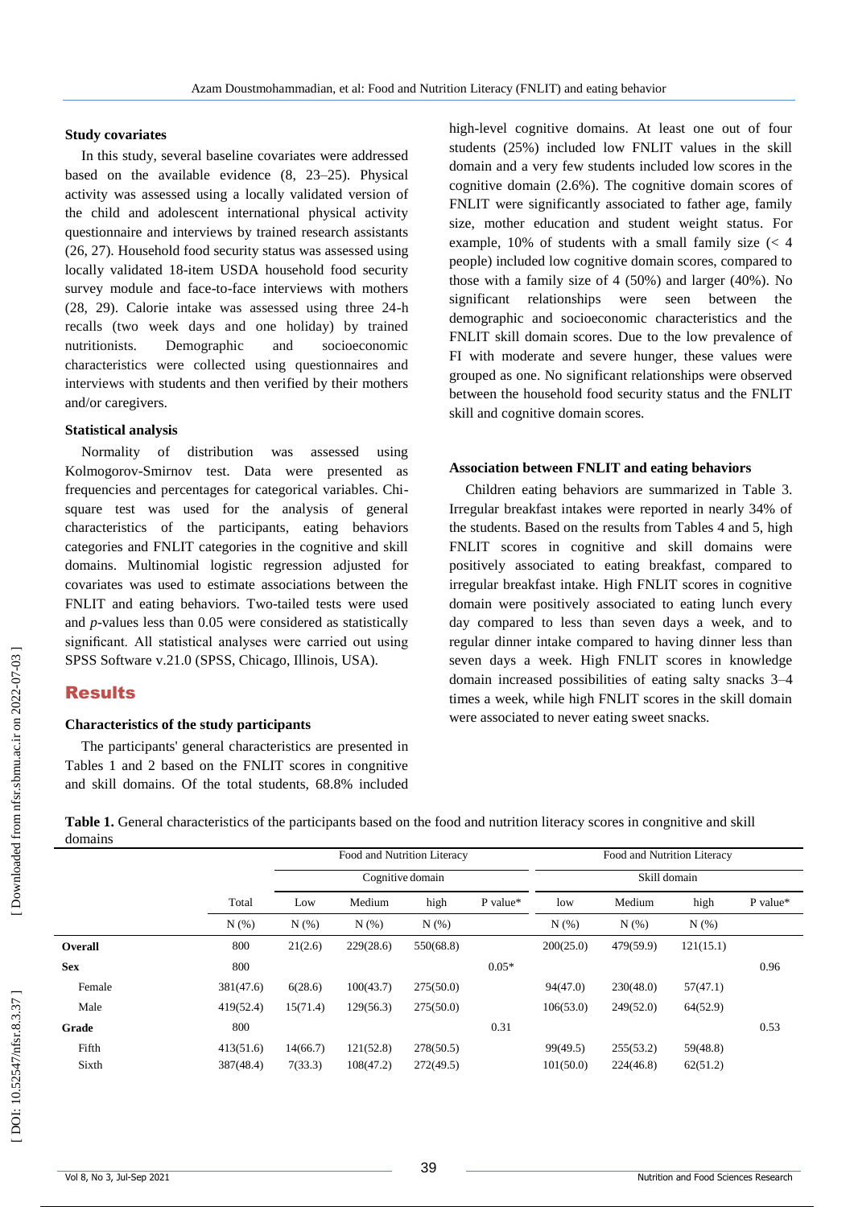#### Study covariates

In this study, several baseline covariates were addressed based on the available evidence (8, 23–25). Physical activity was assessed using a locally validated version of the child and adolescent international physical activity questionnaire and interviews by trained research assistants (26, 27). Household food security status was assessed using locally validated 18-item USDA household food security survey module and face-to-face interviews with mothers (28, 29). Calorie intake was assessed using three 24-h recalls (two week days and one holiday) by trained nutritionists. Demographic and socioeconomic characteristics were collected using questionnaires and interviews with students and then verified by their mothers and/or caregivers.

#### Statistical analysis

Normality of distribution was assessed using Kolmogorov-Smirnov test. Data were presented as frequencies and percentages for categorical variables. Chi-square test was used for the analysis of general characteristics of the participants, eating behaviors categories and FNLIT categories in the cognitive and skill domains. Multinomial logistic regression adjusted for covariates was used to estimate associations between the FNLIT and eating behaviors. Two-tailed tests were used and *p*-values less than 0.05 were considered as statistically significant. All statistical analyses were carried out using SPSS Software v.21.0 (SPSS, Chicago, Illinois, USA).

## Results

#### Characteristics of the study participants

The participants' general characteristics are presented in Tables 1 and 2 based on the FNLIT scores in congnitive and skill domains. Of the total students, 68.8% included high-level cognitive domains. At least one out of four students (25%) included low FNLIT values in the skill domain and a very few students included low scores in the cognitive domain (2.6%). The cognitive domain scores of FNLIT were significantly associated to father age, family size, mother education and student weight status. For example, 10% of students with a small family size (< 4 people) included low cognitive domain scores, compared to those with a family size of 4 (50%) and larger (40%). No significant relationships were seen between the demographic and socioeconomic characteristics and the FNLIT skill domain scores. Due to the low prevalence of FI with moderate and severe hunger, these values were grouped as one. No significant relationships were observed between the household food security status and the FNLIT skill and cognitive domain scores.

#### Association between FNLIT and eating behaviors

Children eating behaviors are summarized in Table 3. Irregular breakfast intakes were reported in nearly 34% of the students. Based on the results from Tables 4 and 5, high FNLIT scores in cognitive and skill domains were positively associated to eating breakfast, compared to irregular breakfast intake. High FNLIT scores in cognitive domain were positively associated to eating lunch every day compared to less than seven days a week, and to regular dinner intake compared to having dinner less than seven days a week. High FNLIT scores in knowledge domain increased possibilities of eating salty snacks 3–4 times a week, while high FNLIT scores in the skill domain were associated to never eating sweet snacks.

**Table 1.** General characteristics of the participants based on the food and nutrition literacy scores in congnitive and skill domains

| | | Food and Nutrition Literacy | | | | Food and Nutrition Literacy | | | |
|---|---|---|---|---|---|---|---|---|---|
| | | Cognitive domain | | | | Skill domain | | | |
| | Total | Low | Medium | high | P value* | low | Medium | high | P value* |
| | N (%) | N (%) | N (%) | N (%) | | N (%) | N (%) | N (%) | |
| **Overall** | 800 | 21(2.6) | 229(28.6) | 550(68.8) | | 200(25.0) | 479(59.9) | 121(15.1) | |
| **Sex** | 800 | | | | 0.05* | | | | 0.96 |
| Female | 381(47.6) | 6(28.6) | 100(43.7) | 275(50.0) | | 94(47.0) | 230(48.0) | 57(47.1) | |
| Male | 419(52.4) | 15(71.4) | 129(56.3) | 275(50.0) | | 106(53.0) | 249(52.0) | 64(52.9) | |
| **Grade** | 800 | | | | 0.31 | | | | 0.53 |
| Fifth | 413(51.6) | 14(66.7) | 121(52.8) | 278(50.5) | | 99(49.5) | 255(53.2) | 59(48.8) | |
| Sixth | 387(48.4) | 7(33.3) | 108(47.2) | 272(49.5) | | 101(50.0) | 224(46.8) | 62(51.2) | |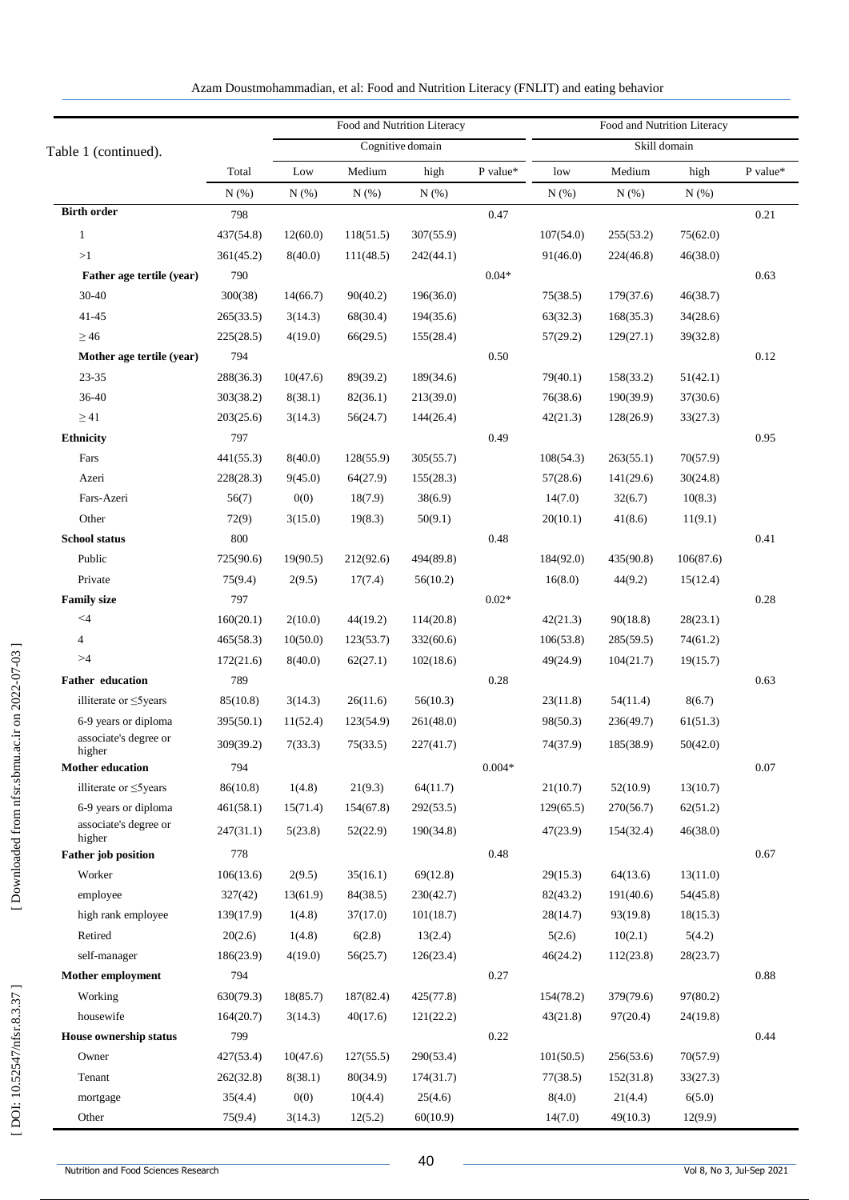| Table 1 (continued). | | Food and Nutrition Literacy | | | | Food and Nutrition Literacy | | | |
|---|---|---|---|---|---|---|---|---|---|
| | | Cognitive domain | | | | Skill domain | | | |
| | Total | Low | Medium | high | P value* | low | Medium | high | P value* |
| | N (%) | N (%) | N (%) | N (%) | | N (%) | N (%) | N (%) | |
| **Birth order** | 798 | | | | 0.47 | | | | 0.21 |
| 1 | 437(54.8) | 12(60.0) | 118(51.5) | 307(55.9) | | 107(54.0) | 255(53.2) | 75(62.0) | |
| >1 | 361(45.2) | 8(40.0) | 111(48.5) | 242(44.1) | | 91(46.0) | 224(46.8) | 46(38.0) | |
| **Father age tertile (year)** | 790 | | | | 0.04* | | | | 0.63 |
| 30-40 | 300(38) | 14(66.7) | 90(40.2) | 196(36.0) | | 75(38.5) | 179(37.6) | 46(38.7) | |
| 41-45 | 265(33.5) | 3(14.3) | 68(30.4) | 194(35.6) | | 63(32.3) | 168(35.3) | 34(28.6) | |
| ≥ 46 | 225(28.5) | 4(19.0) | 66(29.5) | 155(28.4) | | 57(29.2) | 129(27.1) | 39(32.8) | |
| **Mother age tertile (year)** | 794 | | | | 0.50 | | | | 0.12 |
| 23-35 | 288(36.3) | 10(47.6) | 89(39.2) | 189(34.6) | | 79(40.1) | 158(33.2) | 51(42.1) | |
| 36-40 | 303(38.2) | 8(38.1) | 82(36.1) | 213(39.0) | | 76(38.6) | 190(39.9) | 37(30.6) | |
| ≥ 41 | 203(25.6) | 3(14.3) | 56(24.7) | 144(26.4) | | 42(21.3) | 128(26.9) | 33(27.3) | |
| **Ethnicity** | 797 | | | | 0.49 | | | | 0.95 |
| Fars | 441(55.3) | 8(40.0) | 128(55.9) | 305(55.7) | | 108(54.3) | 263(55.1) | 70(57.9) | |
| Azeri | 228(28.3) | 9(45.0) | 64(27.9) | 155(28.3) | | 57(28.6) | 141(29.6) | 30(24.8) | |
| Fars-Azeri | 56(7) | 0(0) | 18(7.9) | 38(6.9) | | 14(7.0) | 32(6.7) | 10(8.3) | |
| Other | 72(9) | 3(15.0) | 19(8.3) | 50(9.1) | | 20(10.1) | 41(8.6) | 11(9.1) | |
| **School status** | 800 | | | | 0.48 | | | | 0.41 |
| Public | 725(90.6) | 19(90.5) | 212(92.6) | 494(89.8) | | 184(92.0) | 435(90.8) | 106(87.6) | |
| Private | 75(9.4) | 2(9.5) | 17(7.4) | 56(10.2) | | 16(8.0) | 44(9.2) | 15(12.4) | |
| **Family size** | 797 | | | | 0.02* | | | | 0.28 |
| <4 | 160(20.1) | 2(10.0) | 44(19.2) | 114(20.8) | | 42(21.3) | 90(18.8) | 28(23.1) | |
| 4 | 465(58.3) | 10(50.0) | 123(53.7) | 332(60.6) | | 106(53.8) | 285(59.5) | 74(61.2) | |
| >4 | 172(21.6) | 8(40.0) | 62(27.1) | 102(18.6) | | 49(24.9) | 104(21.7) | 19(15.7) | |
| **Father education** | 789 | | | | 0.28 | | | | 0.63 |
| illiterate or ≤5years | 85(10.8) | 3(14.3) | 26(11.6) | 56(10.3) | | 23(11.8) | 54(11.4) | 8(6.7) | |
| 6-9 years or diploma | 395(50.1) | 11(52.4) | 123(54.9) | 261(48.0) | | 98(50.3) | 236(49.7) | 61(51.3) | |
| associate's degree or higher | 309(39.2) | 7(33.3) | 75(33.5) | 227(41.7) | | 74(37.9) | 185(38.9) | 50(42.0) | |
| **Mother education** | 794 | | | | 0.004* | | | | 0.07 |
| illiterate or ≤5years | 86(10.8) | 1(4.8) | 21(9.3) | 64(11.7) | | 21(10.7) | 52(10.9) | 13(10.7) | |
| 6-9 years or diploma | 461(58.1) | 15(71.4) | 154(67.8) | 292(53.5) | | 129(65.5) | 270(56.7) | 62(51.2) | |
| associate's degree or higher | 247(31.1) | 5(23.8) | 52(22.9) | 190(34.8) | | 47(23.9) | 154(32.4) | 46(38.0) | |
| **Father job position** | 778 | | | | 0.48 | | | | 0.67 |
| Worker | 106(13.6) | 2(9.5) | 35(16.1) | 69(12.8) | | 29(15.3) | 64(13.6) | 13(11.0) | |
| employee | 327(42) | 13(61.9) | 84(38.5) | 230(42.7) | | 82(43.2) | 191(40.6) | 54(45.8) | |
| high rank employee | 139(17.9) | 1(4.8) | 37(17.0) | 101(18.7) | | 28(14.7) | 93(19.8) | 18(15.3) | |
| Retired | 20(2.6) | 1(4.8) | 6(2.8) | 13(2.4) | | 5(2.6) | 10(2.1) | 5(4.2) | |
| self-manager | 186(23.9) | 4(19.0) | 56(25.7) | 126(23.4) | | 46(24.2) | 112(23.8) | 28(23.7) | |
| **Mother employment** | 794 | | | | 0.27 | | | | 0.88 |
| Working | 630(79.3) | 18(85.7) | 187(82.4) | 425(77.8) | | 154(78.2) | 379(79.6) | 97(80.2) | |
| housewife | 164(20.7) | 3(14.3) | 40(17.6) | 121(22.2) | | 43(21.8) | 97(20.4) | 24(19.8) | |
| **House ownership status** | 799 | | | | 0.22 | | | | 0.44 |
| Owner | 427(53.4) | 10(47.6) | 127(55.5) | 290(53.4) | | 101(50.5) | 256(53.6) | 70(57.9) | |
| Tenant | 262(32.8) | 8(38.1) | 80(34.9) | 174(31.7) | | 77(38.5) | 152(31.8) | 33(27.3) | |
| mortgage | 35(4.4) | 0(0) | 10(4.4) | 25(4.6) | | 8(4.0) | 21(4.4) | 6(5.0) | |
| Other | 75(9.4) | 3(14.3) | 12(5.2) | 60(10.9) | | 14(7.0) | 49(10.3) | 12(9.9) | |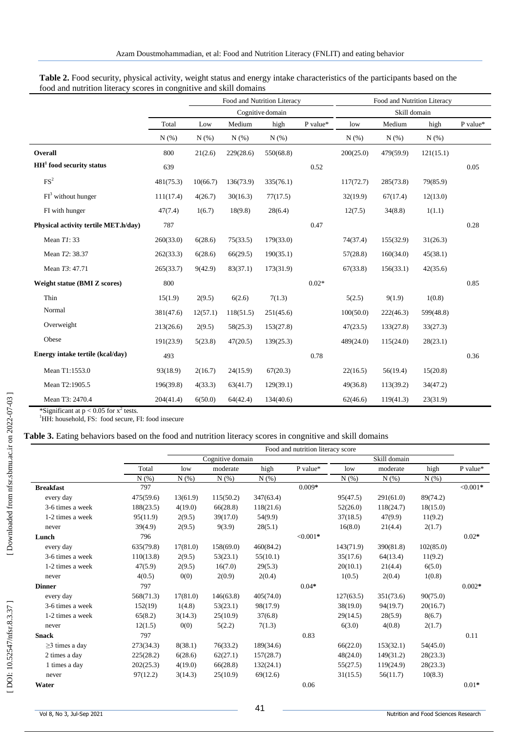**Table 2.** Food security, physical activity, weight status and energy intake characteristics of the participants based on the food and nutrition literacy scores in cognitive and skill domains

| | | Food and Nutrition Literacy | | | | Food and Nutrition Literacy | | | |
|---|---|---|---|---|---|---|---|---|---|
| | | Cognitive domain | | | | Skill domain | | | |
| | Total | Low | Medium | high | P value* | low | Medium | high | P value* |
| | N (%) | N (%) | N (%) | N (%) | | N (%) | N (%) | N (%) | |
| **Overall** | 800 | 21(2.6) | 229(28.6) | 550(68.8) | | 200(25.0) | 479(59.9) | 121(15.1) | |
| **HH[1] food security status** | 639 | | | | 0.52 | | | | 0.05 |
| FS[2] | 481(75.3) | 10(66.7) | 136(73.9) | 335(76.1) | | 117(72.7) | 285(73.8) | 79(85.9) | |
| FI[3] without hunger | 111(17.4) | 4(26.7) | 30(16.3) | 77(17.5) | | 32(19.9) | 67(17.4) | 12(13.0) | |
| FI with hunger | 47(7.4) | 1(6.7) | 18(9.8) | 28(6.4) | | 12(7.5) | 34(8.8) | 1(1.1) | |
| **Physical activity tertile MET.h/day)** | 787 | | | | 0.47 | | | | 0.28 |
| Mean *T1*: 33 | 260(33.0) | 6(28.6) | 75(33.5) | 179(33.0) | | 74(37.4) | 155(32.9) | 31(26.3) | |
| Mean *T2*: 38.37 | 262(33.3) | 6(28.6) | 66(29.5) | 190(35.1) | | 57(28.8) | 160(34.0) | 45(38.1) | |
| Mean *T3*: 47.71 | 265(33.7) | 9(42.9) | 83(37.1) | 173(31.9) | | 67(33.8) | 156(33.1) | 42(35.6) | |
| **Weight statue (BMI Z scores)** | 800 | | | | 0.02* | | | | 0.85 |
| Thin | 15(1.9) | 2(9.5) | 6(2.6) | 7(1.3) | | 5(2.5) | 9(1.9) | 1(0.8) | |
| Normal | 381(47.6) | 12(57.1) | 118(51.5) | 251(45.6) | | 100(50.0) | 222(46.3) | 599(48.8) | |
| Overweight | 213(26.6) | 2(9.5) | 58(25.3) | 153(27.8) | | 47(23.5) | 133(27.8) | 33(27.3) | |
| Obese | 191(23.9) | 5(23.8) | 47(20.5) | 139(25.3) | | 489(24.0) | 115(24.0) | 28(23.1) | |
| **Energy intake tertile (kcal/day)** | 493 | | | | 0.78 | | | | 0.36 |
| Mean T1:1553.0 | 93(18.9) | 2(16.7) | 24(15.9) | 67(20.3) | | 22(16.5) | 56(19.4) | 15(20.8) | |
| Mean T2:1905.5 | 196(39.8) | 4(33.3) | 63(41.7) | 129(39.1) | | 49(36.8) | 113(39.2) | 34(47.2) | |
| Mean T3: 2470.4 | 204(41.4) | 6(50.0) | 64(42.4) | 134(40.6) | | 62(46.6) | 119(41.3) | 23(31.9) | |

*Significant at $p < 0.05$ for $x^2$ tests.
[1]HH: household, FS: food secure, FI: food insecure

**Table 3.** Eating behaviors based on the food and nutrition literacy scores in congnitive and skill domains

| | Food and nutrition literacy score | | | | | | | | |
|---|---|---|---|---|---|---|---|---|---|
| | | Cognitive domain | | | | Skill domain | | | |
| | Total | low | moderate | high | P value* | low | moderate | high | P value* |
| | N (%) | N (%) | N (%) | N (%) | | N (%) | N (%) | N (%) | |
| **Breakfast** | 797 | | | | 0.009* | | | | <0.001* |
| every day | 475(59.6) | 13(61.9) | 115(50.2) | 347(63.4) | | 95(47.5) | 291(61.0) | 89(74.2) | |
| 3-6 times a week | 188(23.5) | 4(19.0) | 66(28.8) | 118(21.6) | | 52(26.0) | 118(24.7) | 18(15.0) | |
| 1-2 times a week | 95(11.9) | 2(9.5) | 39(17.0) | 54(9.9) | | 37(18.5) | 47(9.9) | 11(9.2) | |
| never | 39(4.9) | 2(9.5) | 9(3.9) | 28(5.1) | | 16(8.0) | 21(4.4) | 2(1.7) | |
| **Lunch** | 796 | | | | <0.001* | | | | 0.02* |
| every day | 635(79.8) | 17(81.0) | 158(69.0) | 460(84.2) | | 143(71.9) | 390(81.8) | 102(85.0) | |
| 3-6 times a week | 110(13.8) | 2(9.5) | 53(23.1) | 55(10.1) | | 35(17.6) | 64(13.4) | 11(9.2) | |
| 1-2 times a week | 47(5.9) | 2(9.5) | 16(7.0) | 29(5.3) | | 20(10.1) | 21(4.4) | 6(5.0) | |
| never | 4(0.5) | 0(0) | 2(0.9) | 2(0.4) | | 1(0.5) | 2(0.4) | 1(0.8) | |
| **Dinner** | 797 | | | | 0.04* | | | | 0.002* |
| every day | 568(71.3) | 17(81.0) | 146(63.8) | 405(74.0) | | 127(63.5) | 351(73.6) | 90(75.0) | |
| 3-6 times a week | 152(19) | 1(4.8) | 53(23.1) | 98(17.9) | | 38(19.0) | 94(19.7) | 20(16.7) | |
| 1-2 times a week | 65(8.2) | 3(14.3) | 25(10.9) | 37(6.8) | | 29(14.5) | 28(5.9) | 8(6.7) | |
| never | 12(1.5) | 0(0) | 5(2.2) | 7(1.3) | | 6(3.0) | 4(0.8) | 2(1.7) | |
| **Snack** | 797 | | | | 0.83 | | | | 0.11 |
| ≥3 times a day | 273(34.3) | 8(38.1) | 76(33.2) | 189(34.6) | | 66(22.0) | 153(32.1) | 54(45.0) | |
| 2 times a day | 225(28.2) | 6(28.6) | 62(27.1) | 157(28.7) | | 48(24.0) | 149(31.2) | 28(23.3) | |
| 1 times a day | 202(25.3) | 4(19.0) | 66(28.8) | 132(24.1) | | 55(27.5) | 119(24.9) | 28(23.3) | |
| never | 97(12.2) | 3(14.3) | 25(10.9) | 69(12.6) | | 31(15.5) | 56(11.7) | 10(8.3) | |
| **Water** | | | | | 0.06 | | | | 0.01* |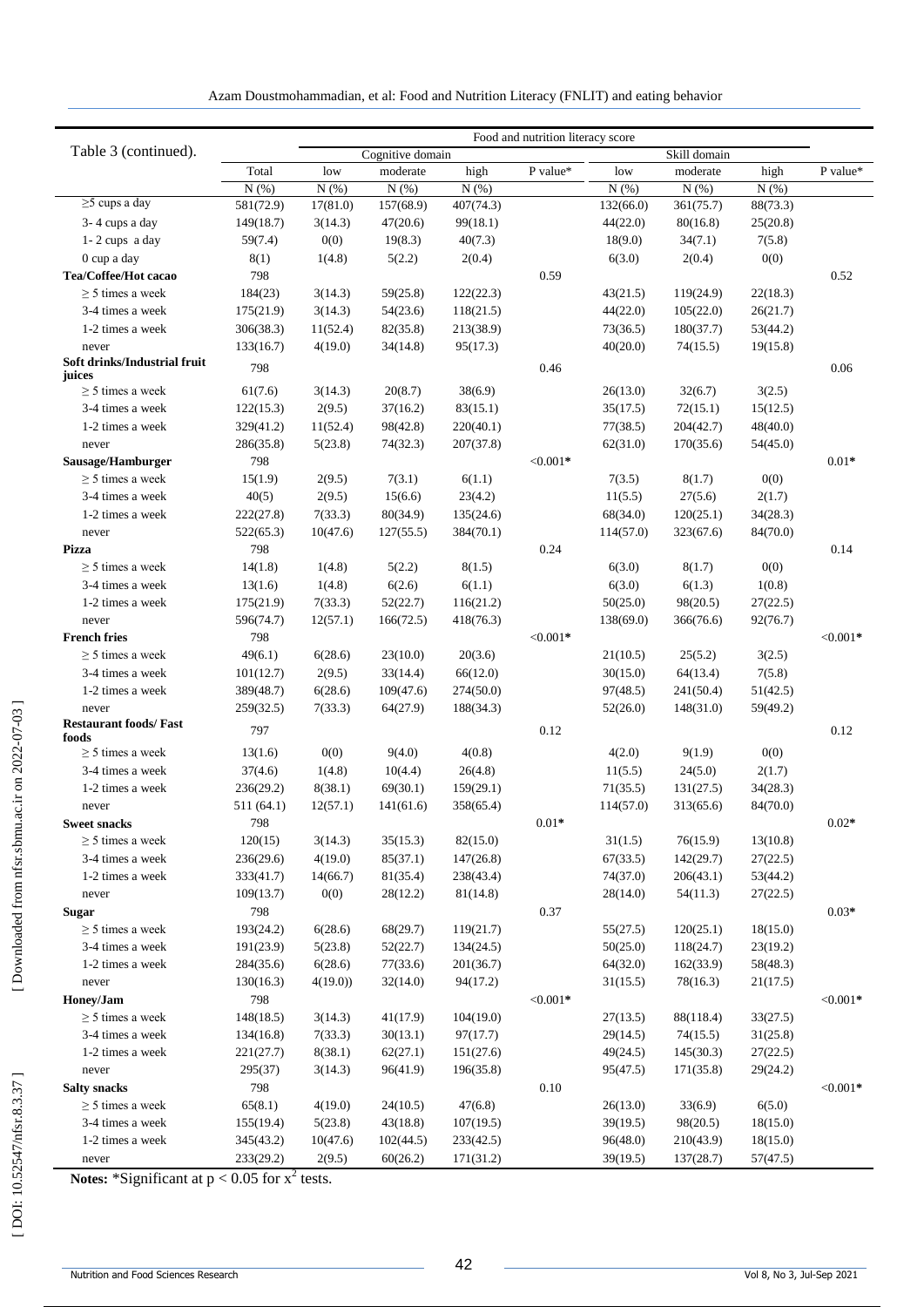| Table 3 (continued). | Food and nutrition literacy score | | | | | | | | |
|---|---|---|---|---|---|---|---|---|---|
| | | Cognitive domain | | | | Skill domain | | | |
| | Total | low | moderate | high | P value* | low | moderate | high | P value* |
| | N (%) | N (%) | N (%) | N (%) | | N (%) | N (%) | N (%) | |
| ≥5 cups a day | 581(72.9) | 17(81.0) | 157(68.9) | 407(74.3) | | 132(66.0) | 361(75.7) | 88(73.3) | |
| 3- 4 cups a day | 149(18.7) | 3(14.3) | 47(20.6) | 99(18.1) | | 44(22.0) | 80(16.8) | 25(20.8) | |
| 1- 2 cups a day | 59(7.4) | 0(0) | 19(8.3) | 40(7.3) | | 18(9.0) | 34(7.1) | 7(5.8) | |
| 0 cup a day | 8(1) | 1(4.8) | 5(2.2) | 2(0.4) | | 6(3.0) | 2(0.4) | 0(0) | |
| **Tea/Coffee/Hot cacao** | 798 | | | | 0.59 | | | | 0.52 |
| ≥ 5 times a week | 184(23) | 3(14.3) | 59(25.8) | 122(22.3) | | 43(21.5) | 119(24.9) | 22(18.3) | |
| 3-4 times a week | 175(21.9) | 3(14.3) | 54(23.6) | 118(21.5) | | 44(22.0) | 105(22.0) | 26(21.7) | |
| 1-2 times a week | 306(38.3) | 11(52.4) | 82(35.8) | 213(38.9) | | 73(36.5) | 180(37.7) | 53(44.2) | |
| never | 133(16.7) | 4(19.0) | 34(14.8) | 95(17.3) | | 40(20.0) | 74(15.5) | 19(15.8) | |
| **Soft drinks/Industrial fruit juices** | 798 | | | | 0.46 | | | | 0.06 |
| ≥ 5 times a week | 61(7.6) | 3(14.3) | 20(8.7) | 38(6.9) | | 26(13.0) | 32(6.7) | 3(2.5) | |
| 3-4 times a week | 122(15.3) | 2(9.5) | 37(16.2) | 83(15.1) | | 35(17.5) | 72(15.1) | 15(12.5) | |
| 1-2 times a week | 329(41.2) | 11(52.4) | 98(42.8) | 220(40.1) | | 77(38.5) | 204(42.7) | 48(40.0) | |
| never | 286(35.8) | 5(23.8) | 74(32.3) | 207(37.8) | | 62(31.0) | 170(35.6) | 54(45.0) | |
| **Sausage/Hamburger** | 798 | | | | <0.001* | | | | 0.01* |
| ≥ 5 times a week | 15(1.9) | 2(9.5) | 7(3.1) | 6(1.1) | | 7(3.5) | 8(1.7) | 0(0) | |
| 3-4 times a week | 40(5) | 2(9.5) | 15(6.6) | 23(4.2) | | 11(5.5) | 27(5.6) | 2(1.7) | |
| 1-2 times a week | 222(27.8) | 7(33.3) | 80(34.9) | 135(24.6) | | 68(34.0) | 120(25.1) | 34(28.3) | |
| never | 522(65.3) | 10(47.6) | 127(55.5) | 384(70.1) | | 114(57.0) | 323(67.6) | 84(70.0) | |
| **Pizza** | 798 | | | | 0.24 | | | | 0.14 |
| ≥ 5 times a week | 14(1.8) | 1(4.8) | 5(2.2) | 8(1.5) | | 6(3.0) | 8(1.7) | 0(0) | |
| 3-4 times a week | 13(1.6) | 1(4.8) | 6(2.6) | 6(1.1) | | 6(3.0) | 6(1.3) | 1(0.8) | |
| 1-2 times a week | 175(21.9) | 7(33.3) | 52(22.7) | 116(21.2) | | 50(25.0) | 98(20.5) | 27(22.5) | |
| never | 596(74.7) | 12(57.1) | 166(72.5) | 418(76.3) | | 138(69.0) | 366(76.6) | 92(76.7) | |
| **French fries** | 798 | | | | <0.001* | | | | <0.001* |
| ≥ 5 times a week | 49(6.1) | 6(28.6) | 23(10.0) | 20(3.6) | | 21(10.5) | 25(5.2) | 3(2.5) | |
| 3-4 times a week | 101(12.7) | 2(9.5) | 33(14.4) | 66(12.0) | | 30(15.0) | 64(13.4) | 7(5.8) | |
| 1-2 times a week | 389(48.7) | 6(28.6) | 109(47.6) | 274(50.0) | | 97(48.5) | 241(50.4) | 51(42.5) | |
| never | 259(32.5) | 7(33.3) | 64(27.9) | 188(34.3) | | 52(26.0) | 148(31.0) | 59(49.2) | |
| **Restaurant foods/ Fast foods** | 797 | | | | 0.12 | | | | 0.12 |
| ≥ 5 times a week | 13(1.6) | 0(0) | 9(4.0) | 4(0.8) | | 4(2.0) | 9(1.9) | 0(0) | |
| 3-4 times a week | 37(4.6) | 1(4.8) | 10(4.4) | 26(4.8) | | 11(5.5) | 24(5.0) | 2(1.7) | |
| 1-2 times a week | 236(29.2) | 8(38.1) | 69(30.1) | 159(29.1) | | 71(35.5) | 131(27.5) | 34(28.3) | |
| never | 511 (64.1) | 12(57.1) | 141(61.6) | 358(65.4) | | 114(57.0) | 313(65.6) | 84(70.0) | |
| **Sweet snacks** | 798 | | | | 0.01* | | | | 0.02* |
| ≥ 5 times a week | 120(15) | 3(14.3) | 35(15.3) | 82(15.0) | | 31(1.5) | 76(15.9) | 13(10.8) | |
| 3-4 times a week | 236(29.6) | 4(19.0) | 85(37.1) | 147(26.8) | | 67(33.5) | 142(29.7) | 27(22.5) | |
| 1-2 times a week | 333(41.7) | 14(66.7) | 81(35.4) | 238(43.4) | | 74(37.0) | 206(43.1) | 53(44.2) | |
| never | 109(13.7) | 0(0) | 28(12.2) | 81(14.8) | | 28(14.0) | 54(11.3) | 27(22.5) | |
| **Sugar** | 798 | | | | 0.37 | | | | 0.03* |
| ≥ 5 times a week | 193(24.2) | 6(28.6) | 68(29.7) | 119(21.7) | | 55(27.5) | 120(25.1) | 18(15.0) | |
| 3-4 times a week | 191(23.9) | 5(23.8) | 52(22.7) | 134(24.5) | | 50(25.0) | 118(24.7) | 23(19.2) | |
| 1-2 times a week | 284(35.6) | 6(28.6) | 77(33.6) | 201(36.7) | | 64(32.0) | 162(33.9) | 58(48.3) | |
| never | 130(16.3) | 4(19.0)) | 32(14.0) | 94(17.2) | | 31(15.5) | 78(16.3) | 21(17.5) | |
| **Honey/Jam** | 798 | | | | <0.001* | | | | <0.001* |
| ≥ 5 times a week | 148(18.5) | 3(14.3) | 41(17.9) | 104(19.0) | | 27(13.5) | 88(118.4) | 33(27.5) | |
| 3-4 times a week | 134(16.8) | 7(33.3) | 30(13.1) | 97(17.7) | | 29(14.5) | 74(15.5) | 31(25.8) | |
| 1-2 times a week | 221(27.7) | 8(38.1) | 62(27.1) | 151(27.6) | | 49(24.5) | 145(30.3) | 27(22.5) | |
| never | 295(37) | 3(14.3) | 96(41.9) | 196(35.8) | | 95(47.5) | 171(35.8) | 29(24.2) | |
| **Salty snacks** | 798 | | | | 0.10 | | | | <0.001* |
| ≥ 5 times a week | 65(8.1) | 4(19.0) | 24(10.5) | 47(6.8) | | 26(13.0) | 33(6.9) | 6(5.0) | |
| 3-4 times a week | 155(19.4) | 5(23.8) | 43(18.8) | 107(19.5) | | 39(19.5) | 98(20.5) | 18(15.0) | |
| 1-2 times a week | 345(43.2) | 10(47.6) | 102(44.5) | 233(42.5) | | 96(48.0) | 210(43.9) | 18(15.0) | |
| never | 233(29.2) | 2(9.5) | 60(26.2) | 171(31.2) | | 39(19.5) | 137(28.7) | 57(47.5) | |

**Notes:** *Significant at $p < 0.05$ for $x^2$ tests.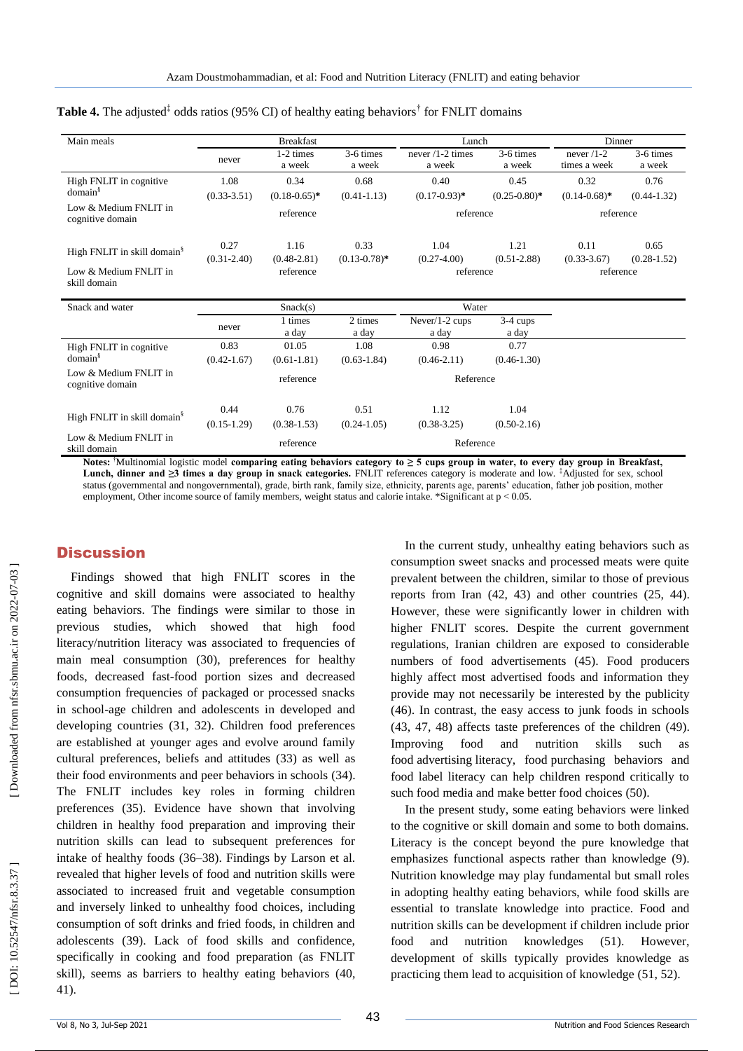**Table 4.** The adjusted‡ odds ratios (95% CI) of healthy eating behaviors† for FNLIT domains

| Main meals | Breakfast | | | Lunch | | Dinner | |
|---|---|---|---|---|---|---|---|
| | never | 1-2 times a week | 3-6 times a week | never /1-2 times a week | 3-6 times a week | never /1-2 times a week | 3-6 times a week |
| High FNLIT in cognitive domain§ | 1.08 (0.33-3.51) | 0.34 (0.18-0.65)* | 0.68 (0.41-1.13) | 0.40 (0.17-0.93)* | 0.45 (0.25-0.80)* | 0.32 (0.14-0.68)* | 0.76 (0.44-1.32) |
| Low & Medium FNLIT in cognitive domain | | reference | | reference | | reference | |
| High FNLIT in skill domain§ | 0.27 (0.31-2.40) | 1.16 (0.48-2.81) | 0.33 (0.13-0.78)* | 1.04 (0.27-4.00) | 1.21 (0.51-2.88) | 0.11 (0.33-3.67) | 0.65 (0.28-1.52) |
| Low & Medium FNLIT in skill domain | | reference | | reference | | reference | |
| **Snack and water** | **Snack(s)** | | | **Water** | | | |
| | never | 1 times a day | 2 times a day | Never/1-2 cups a day | 3-4 cups a day | | |
| High FNLIT in cognitive domain§ | 0.83 (0.42-1.67) | 01.05 (0.61-1.81) | 1.08 (0.63-1.84) | 0.98 (0.46-2.11) | 0.77 (0.46-1.30) | | |
| Low & Medium FNLIT in cognitive domain | | reference | | Reference | | | |
| High FNLIT in skill domain§ | 0.44 (0.15-1.29) | 0.76 (0.38-1.53) | 0.51 (0.24-1.05) | 1.12 (0.38-3.25) | 1.04 (0.50-2.16) | | |
| Low & Medium FNLIT in skill domain | | reference | | Reference | | | |

**Notes:** †Multinomial logistic model **comparing eating behaviors category to ≥ 5 cups group in water, to every day group in Breakfast, Lunch, dinner and ≥3 times a day group in snack categories.** FNLIT references category is moderate and low. ‡Adjusted for sex, school status (governmental and nongovernmental), grade, birth rank, family size, ethnicity, parents age, parents' education, father job position, mother employment, Other income source of family members, weight status and calorie intake. *Significant at $p < 0.05$.

## Discussion

Findings showed that high FNLIT scores in the cognitive and skill domains were associated to healthy eating behaviors. The findings were similar to those in previous studies, which showed that high food literacy/nutrition literacy was associated to frequencies of main meal consumption (30), preferences for healthy foods, decreased fast-food portion sizes and decreased consumption frequencies of packaged or processed snacks in school-age children and adolescents in developed and developing countries (31, 32). Children food preferences are established at younger ages and evolve around family cultural preferences, beliefs and attitudes (33) as well as their food environments and peer behaviors in schools (34). The FNLIT includes key roles in forming children preferences (35). Evidence have shown that involving children in healthy food preparation and improving their nutrition skills can lead to subsequent preferences for intake of healthy foods (36–38). Findings by Larson et al. revealed that higher levels of food and nutrition skills were associated to increased fruit and vegetable consumption and inversely linked to unhealthy food choices, including consumption of soft drinks and fried foods, in children and adolescents (39). Lack of food skills and confidence, specifically in cooking and food preparation (as FNLIT skill), seems as barriers to healthy eating behaviors (40, 41).

In the current study, unhealthy eating behaviors such as consumption sweet snacks and processed meats were quite prevalent between the children, similar to those of previous reports from Iran (42, 43) and other countries (25, 44). However, these were significantly lower in children with higher FNLIT scores. Despite the current government regulations, Iranian children are exposed to considerable numbers of food advertisements (45). Food producers highly affect most advertised foods and information they provide may not necessarily be interested by the publicity (46). In contrast, the easy access to junk foods in schools (43, 47, 48) affects taste preferences of the children (49). Improving food and nutrition skills such as food advertising literacy, food purchasing behaviors and food label literacy can help children respond critically to such food media and make better food choices (50).

In the present study, some eating behaviors were linked to the cognitive or skill domain and some to both domains. Literacy is the concept beyond the pure knowledge that emphasizes functional aspects rather than knowledge (9). Nutrition knowledge may play fundamental but small roles in adopting healthy eating behaviors, while food skills are essential to translate knowledge into practice. Food and nutrition skills can be development if children include prior food and nutrition knowledges (51). However, development of skills typically provides knowledge as practicing them lead to acquisition of knowledge (51, 52).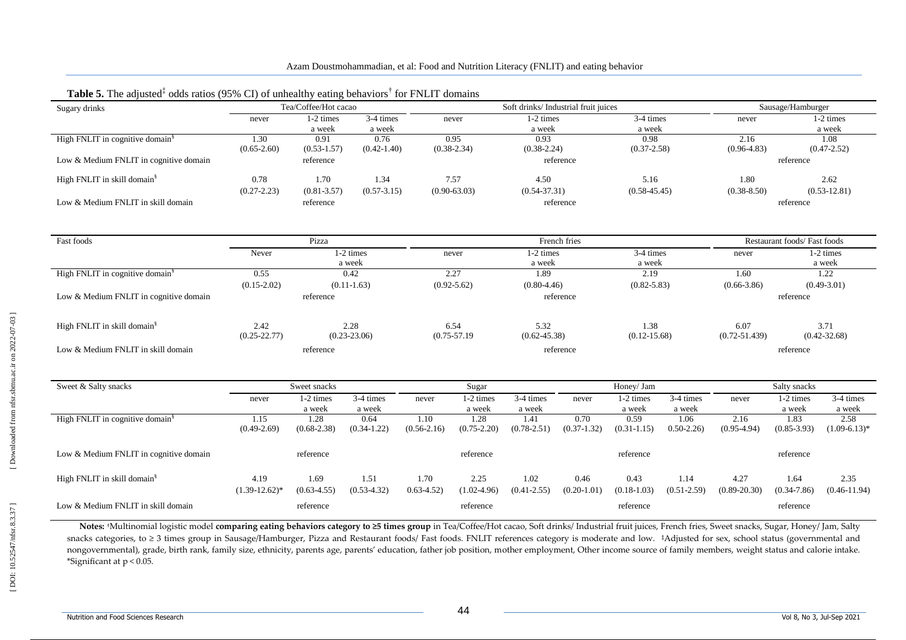**Table 5.** The adjusted‡ odds ratios (95% CI) of unhealthy eating behaviors† for FNLIT domains

| Sugary drinks | Tea/Coffee/Hot cacao | | | Soft drinks/ Industrial fruit juices | | | Sausage/Hamburger | |
|---|---|---|---|---|---|---|---|---|
| | never | 1-2 times a week | 3-4 times a week | never | 1-2 times a week | 3-4 times a week | never | 1-2 times a week |
| High FNLIT in cognitive domain§ | 1.30 (0.65-2.60) | 0.91 (0.53-1.57) | 0.76 (0.42-1.40) | 0.95 (0.38-2.34) | 0.93 (0.38-2.24) | 0.98 (0.37-2.58) | 2.16 (0.96-4.83) | 1.08 (0.47-2.52) |
| Low & Medium FNLIT in cognitive domain | | reference | | | reference | | | reference |
| High FNLIT in skill domain§ | 0.78 (0.27-2.23) | 1.70 (0.81-3.57) | 1.34 (0.57-3.15) | 7.57 (0.90-63.03) | 4.50 (0.54-37.31) | 5.16 (0.58-45.45) | 1.80 (0.38-8.50) | 2.62 (0.53-12.81) |
| Low & Medium FNLIT in skill domain | | reference | | | reference | | | reference |

| Fast foods | Pizza | | French fries | | | Restaurant foods/ Fast foods | |
|---|---|---|---|---|---|---|---|
| | Never | 1-2 times a week | never | 1-2 times a week | 3-4 times a week | never | 1-2 times a week |
| High FNLIT in cognitive domain§ | 0.55 (0.15-2.02) | 0.42 (0.11-1.63) | 2.27 (0.92-5.62) | 1.89 (0.80-4.46) | 2.19 (0.82-5.83) | 1.60 (0.66-3.86) | 1.22 (0.49-3.01) |
| Low & Medium FNLIT in cognitive domain | reference | | | reference | | | reference |
| High FNLIT in skill domain§ | 2.42 (0.25-22.77) | 2.28 (0.23-23.06) | 6.54 (0.75-57.19 | 5.32 (0.62-45.38) | 1.38 (0.12-15.68) | 6.07 (0.72-51.439) | 3.71 (0.42-32.68) |
| Low & Medium FNLIT in skill domain | reference | | | reference | | | reference |

| Sweet & Salty snacks | Sweet snacks | | | Sugar | | | Honey/ Jam | | | Salty snacks | | |
|---|---|---|---|---|---|---|---|---|---|---|---|---|
| | never | 1-2 times a week | 3-4 times a week | never | 1-2 times a week | 3-4 times a week | never | 1-2 times a week | 3-4 times a week | never | 1-2 times a week | 3-4 times a week |
| High FNLIT in cognitive domain§ | 1.15 (0.49-2.69) | 1.28 (0.68-2.38) | 0.64 (0.34-1.22) | 1.10 (0.56-2.16) | 1.28 (0.75-2.20) | 1.41 (0.78-2.51) | 0.70 (0.37-1.32) | 0.59 (0.31-1.15) | 1.06 0.50-2.26) | 2.16 (0.95-4.94) | 1.83 (0.85-3.93) | 2.58 (1.09-6.13)* |
| Low & Medium FNLIT in cognitive domain | | reference | | | reference | | | reference | | | reference | |
| High FNLIT in skill domain§ | 4.19 (1.39-12.62)* | 1.69 (0.63-4.55) | 1.51 (0.53-4.32) | 1.70 0.63-4.52) | 2.25 (1.02-4.96) | 1.02 (0.41-2.55) | 0.46 (0.20-1.01) | 0.43 (0.18-1.03) | 1.14 (0.51-2.59) | 4.27 (0.89-20.30) | 1.64 (0.34-7.86) | 2.35 (0.46-11.94) |
| Low & Medium FNLIT in skill domain | | reference | | | reference | | | reference | | | reference | |

**Notes:** †Multinomial logistic model **comparing eating behaviors category to ≥5 times group** in Tea/Coffee/Hot cacao, Soft drinks/ Industrial fruit juices, French fries, Sweet snacks, Sugar, Honey/ Jam, Salty snacks categories, to ≥ 3 times group in Sausage/Hamburger, Pizza and Restaurant foods/ Fast foods. FNLIT references category is moderate and low. ‡Adjusted for sex, school status (governmental and nongovernmental), grade, birth rank, family size, ethnicity, parents age, parents' education, father job position, mother employment, Other income source of family members, weight status and calorie intake. *Significant at $p < 0.05$.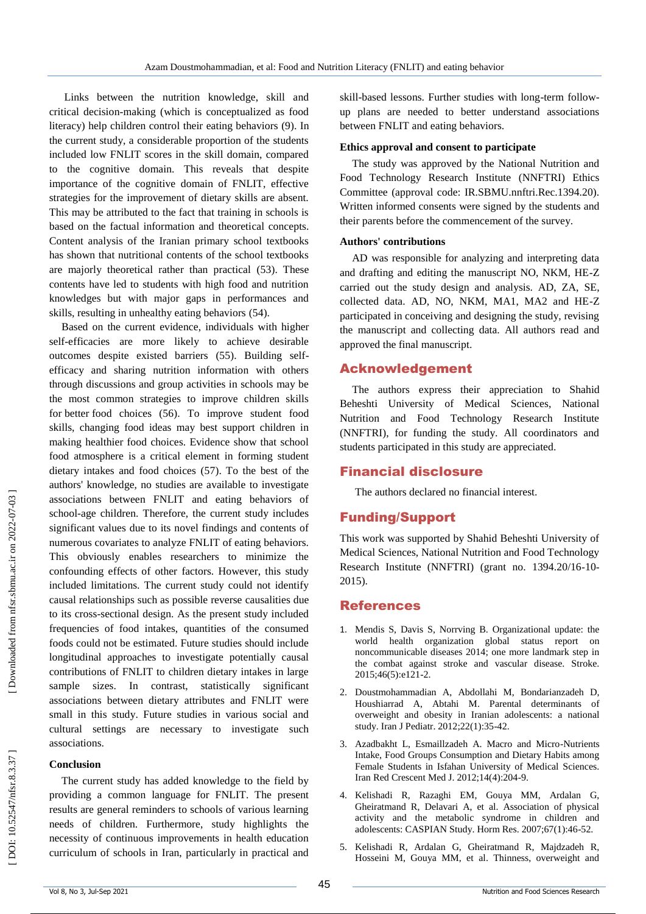Links between the nutrition knowledge, skill and critical decision-making (which is conceptualized as food literacy) help children control their eating behaviors (9). In the current study, a considerable proportion of the students included low FNLIT scores in the skill domain, compared to the cognitive domain. This reveals that despite importance of the cognitive domain of FNLIT, effective strategies for the improvement of dietary skills are absent. This may be attributed to the fact that training in schools is based on the factual information and theoretical concepts. Content analysis of the Iranian primary school textbooks has shown that nutritional contents of the school textbooks are majorly theoretical rather than practical (53). These contents have led to students with high food and nutrition knowledges but with major gaps in performances and skills, resulting in unhealthy eating behaviors (54).

Based on the current evidence, individuals with higher self-efficacies are more likely to achieve desirable outcomes despite existed barriers (55). Building self-efficacy and sharing nutrition information with others through discussions and group activities in schools may be the most common strategies to improve children skills for better food choices (56). To improve student food skills, changing food ideas may best support children in making healthier food choices. Evidence show that school food atmosphere is a critical element in forming student dietary intakes and food choices (57). To the best of the authors' knowledge, no studies are available to investigate associations between FNLIT and eating behaviors of school-age children. Therefore, the current study includes significant values due to its novel findings and contents of numerous covariates to analyze FNLIT of eating behaviors. This obviously enables researchers to minimize the confounding effects of other factors. However, this study included limitations. The current study could not identify causal relationships such as possible reverse causalities due to its cross-sectional design. As the present study included frequencies of food intakes, quantities of the consumed foods could not be estimated. Future studies should include longitudinal approaches to investigate potentially causal contributions of FNLIT to children dietary intakes in large sample sizes. In contrast, statistically significant associations between dietary attributes and FNLIT were small in this study. Future studies in various social and cultural settings are necessary to investigate such associations.

### Conclusion

The current study has added knowledge to the field by providing a common language for FNLIT. The present results are general reminders to schools of various learning needs of children. Furthermore, study highlights the necessity of continuous improvements in health education curriculum of schools in Iran, particularly in practical and skill-based lessons. Further studies with long-term follow-up plans are needed to better understand associations between FNLIT and eating behaviors.

### Ethics approval and consent to participate

The study was approved by the National Nutrition and Food Technology Research Institute (NNFTRI) Ethics Committee (approval code: IR.SBMU.nnftri.Rec.1394.20). Written informed consents were signed by the students and their parents before the commencement of the survey.

### Authors' contributions

AD was responsible for analyzing and interpreting data and drafting and editing the manuscript NO, NKM, HE-Z carried out the study design and analysis. AD, ZA, SE, collected data. AD, NO, NKM, MA1, MA2 and HE-Z participated in conceiving and designing the study, revising the manuscript and collecting data. All authors read and approved the final manuscript.

## Acknowledgement

The authors express their appreciation to Shahid Beheshti University of Medical Sciences, National Nutrition and Food Technology Research Institute (NNFTRI), for funding the study. All coordinators and students participated in this study are appreciated.

## Financial disclosure

The authors declared no financial interest.

## Funding/Support

This work was supported by Shahid Beheshti University of Medical Sciences, National Nutrition and Food Technology Research Institute (NNFTRI) (grant no. 1394.20/16-10-2015).

## References

1. Mendis S, Davis S, Norrving B. Organizational update: the world health organization global status report on noncommunicable diseases 2014; one more landmark step in the combat against stroke and vascular disease. Stroke. 2015;46(5):e121-2.
2. Doustmohammadian A, Abdollahi M, Bondarianzadeh D, Houshiarrad A, Abtahi M. Parental determinants of overweight and obesity in Iranian adolescents: a national study. Iran J Pediatr. 2012;22(1):35-42.
3. Azadbakht L, Esmaillzadeh A. Macro and Micro-Nutrients Intake, Food Groups Consumption and Dietary Habits among Female Students in Isfahan University of Medical Sciences. Iran Red Crescent Med J. 2012;14(4):204-9.
4. Kelishadi R, Razaghi EM, Gouya MM, Ardalan G, Gheiratmand R, Delavari A, et al. Association of physical activity and the metabolic syndrome in children and adolescents: CASPIAN Study. Horm Res. 2007;67(1):46-52.
5. Kelishadi R, Ardalan G, Gheiratmand R, Majdzadeh R, Hosseini M, Gouya MM, et al. Thinness, overweight and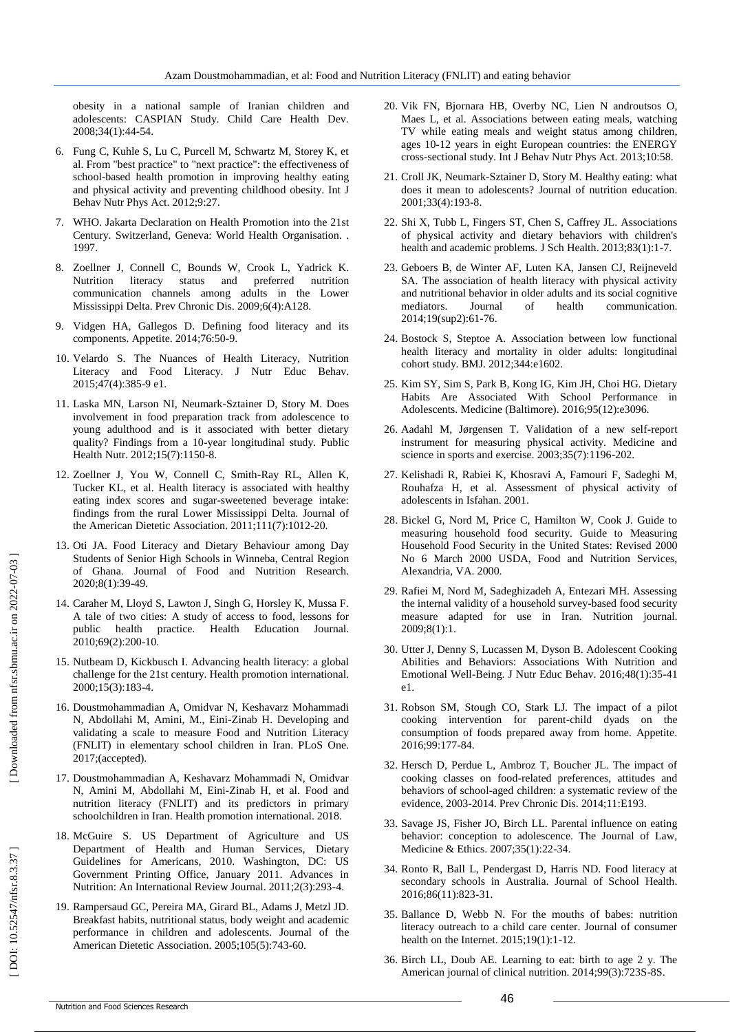obesity in a national sample of Iranian children and adolescents: CASPIAN Study. Child Care Health Dev. 2008;34(1):44-54.

6. Fung C, Kuhle S, Lu C, Purcell M, Schwartz M, Storey K, et al. From "best practice" to "next practice": the effectiveness of school-based health promotion in improving healthy eating and physical activity and preventing childhood obesity. Int J Behav Nutr Phys Act. 2012;9:27.
7. WHO. Jakarta Declaration on Health Promotion into the 21st Century. Switzerland, Geneva: World Health Organisation. . 1997.
8. Zoellner J, Connell C, Bounds W, Crook L, Yadrick K. Nutrition literacy status and preferred nutrition communication channels among adults in the Lower Mississippi Delta. Prev Chronic Dis. 2009;6(4):A128.
9. Vidgen HA, Gallegos D. Defining food literacy and its components. Appetite. 2014;76:50-9.
10. Velardo S. The Nuances of Health Literacy, Nutrition Literacy and Food Literacy. J Nutr Educ Behav. 2015;47(4):385-9 e1.
11. Laska MN, Larson NI, Neumark-Sztainer D, Story M. Does involvement in food preparation track from adolescence to young adulthood and is it associated with better dietary quality? Findings from a 10-year longitudinal study. Public Health Nutr. 2012;15(7):1150-8.
12. Zoellner J, You W, Connell C, Smith-Ray RL, Allen K, Tucker KL, et al. Health literacy is associated with healthy eating index scores and sugar-sweetened beverage intake: findings from the rural Lower Mississippi Delta. Journal of the American Dietetic Association. 2011;111(7):1012-20.
13. Oti JA. Food Literacy and Dietary Behaviour among Day Students of Senior High Schools in Winneba, Central Region of Ghana. Journal of Food and Nutrition Research. 2020;8(1):39-49.
14. Caraher M, Lloyd S, Lawton J, Singh G, Horsley K, Mussa F. A tale of two cities: A study of access to food, lessons for public health practice. Health Education Journal. 2010;69(2):200-10.
15. Nutbeam D, Kickbusch I. Advancing health literacy: a global challenge for the 21st century. Health promotion international. 2000;15(3):183-4.
16. Doustmohammadian A, Omidvar N, Keshavarz Mohammadi N, Abdollahi M, Amini, M., Eini-Zinab H. Developing and validating a scale to measure Food and Nutrition Literacy (FNLIT) in elementary school children in Iran. PLoS One. 2017;(accepted).
17. Doustmohammadian A, Keshavarz Mohammadi N, Omidvar N, Amini M, Abdollahi M, Eini-Zinab H, et al. Food and nutrition literacy (FNLIT) and its predictors in primary schoolchildren in Iran. Health promotion international. 2018.
18. McGuire S. US Department of Agriculture and US Department of Health and Human Services, Dietary Guidelines for Americans, 2010. Washington, DC: US Government Printing Office, January 2011. Advances in Nutrition: An International Review Journal. 2011;2(3):293-4.
19. Rampersaud GC, Pereira MA, Girard BL, Adams J, Metzl JD. Breakfast habits, nutritional status, body weight and academic performance in children and adolescents. Journal of the American Dietetic Association. 2005;105(5):743-60.
20. Vik FN, Bjornara HB, Overby NC, Lien N androutsos O, Maes L, et al. Associations between eating meals, watching TV while eating meals and weight status among children, ages 10-12 years in eight European countries: the ENERGY cross-sectional study. Int J Behav Nutr Phys Act. 2013;10:58.
21. Croll JK, Neumark-Sztainer D, Story M. Healthy eating: what does it mean to adolescents? Journal of nutrition education. 2001;33(4):193-8.
22. Shi X, Tubb L, Fingers ST, Chen S, Caffrey JL. Associations of physical activity and dietary behaviors with children's health and academic problems. J Sch Health. 2013;83(1):1-7.
23. Geboers B, de Winter AF, Luten KA, Jansen CJ, Reijneveld SA. The association of health literacy with physical activity and nutritional behavior in older adults and its social cognitive mediators. Journal of health communication. 2014;19(sup2):61-76.
24. Bostock S, Steptoe A. Association between low functional health literacy and mortality in older adults: longitudinal cohort study. BMJ. 2012;344:e1602.
25. Kim SY, Sim S, Park B, Kong IG, Kim JH, Choi HG. Dietary Habits Are Associated With School Performance in Adolescents. Medicine (Baltimore). 2016;95(12):e3096.
26. Aadahl M, Jørgensen T. Validation of a new self-report instrument for measuring physical activity. Medicine and science in sports and exercise. 2003;35(7):1196-202.
27. Kelishadi R, Rabiei K, Khosravi A, Famouri F, Sadeghi M, Rouhafza H, et al. Assessment of physical activity of adolescents in Isfahan. 2001.
28. Bickel G, Nord M, Price C, Hamilton W, Cook J. Guide to measuring household food security. Guide to Measuring Household Food Security in the United States: Revised 2000 No 6 March 2000 USDA, Food and Nutrition Services, Alexandria, VA. 2000.
29. Rafiei M, Nord M, Sadeghizadeh A, Entezari MH. Assessing the internal validity of a household survey-based food security measure adapted for use in Iran. Nutrition journal. 2009;8(1):1.
30. Utter J, Denny S, Lucassen M, Dyson B. Adolescent Cooking Abilities and Behaviors: Associations With Nutrition and Emotional Well-Being. J Nutr Educ Behav. 2016;48(1):35-41 e1.
31. Robson SM, Stough CO, Stark LJ. The impact of a pilot cooking intervention for parent-child dyads on the consumption of foods prepared away from home. Appetite. 2016;99:177-84.
32. Hersch D, Perdue L, Ambroz T, Boucher JL. The impact of cooking classes on food-related preferences, attitudes and behaviors of school-aged children: a systematic review of the evidence, 2003-2014. Prev Chronic Dis. 2014;11:E193.
33. Savage JS, Fisher JO, Birch LL. Parental influence on eating behavior: conception to adolescence. The Journal of Law, Medicine & Ethics. 2007;35(1):22-34.
34. Ronto R, Ball L, Pendergast D, Harris ND. Food literacy at secondary schools in Australia. Journal of School Health. 2016;86(11):823-31.
35. Ballance D, Webb N. For the mouths of babes: nutrition literacy outreach to a child care center. Journal of consumer health on the Internet. 2015;19(1):1-12.
36. Birch LL, Doub AE. Learning to eat: birth to age 2 y. The American journal of clinical nutrition. 2014;99(3):723S-8S.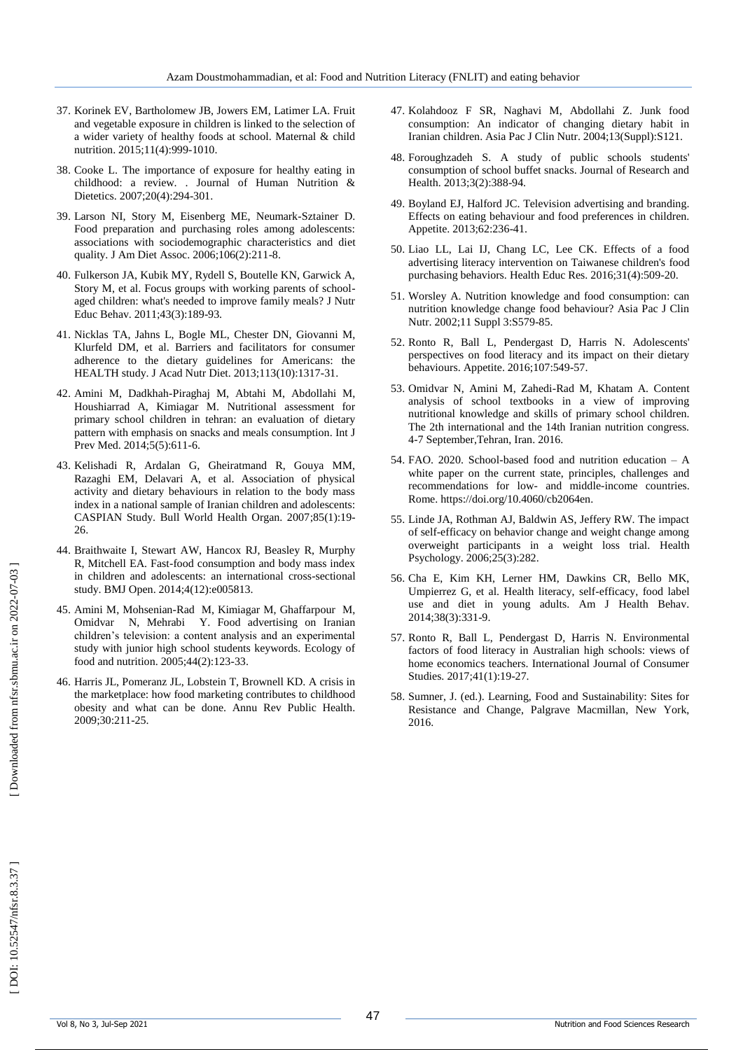37. Korinek EV, Bartholomew JB, Jowers EM, Latimer LA. Fruit and vegetable exposure in children is linked to the selection of a wider variety of healthy foods at school. Maternal & child nutrition. 2015;11(4):999-1010.

38. Cooke L. The importance of exposure for healthy eating in childhood: a review. . Journal of Human Nutrition & Dietetics. 2007;20(4):294-301.

39. Larson NI, Story M, Eisenberg ME, Neumark-Sztainer D. Food preparation and purchasing roles among adolescents: associations with sociodemographic characteristics and diet quality. J Am Diet Assoc. 2006;106(2):211-8.

40. Fulkerson JA, Kubik MY, Rydell S, Boutelle KN, Garwick A, Story M, et al. Focus groups with working parents of school-aged children: what's needed to improve family meals? J Nutr Educ Behav. 2011;43(3):189-93.

41. Nicklas TA, Jahns L, Bogle ML, Chester DN, Giovanni M, Klurfeld DM, et al. Barriers and facilitators for consumer adherence to the dietary guidelines for Americans: the HEALTH study. J Acad Nutr Diet. 2013;113(10):1317-31.

42. Amini M, Dadkhah-Piraghaj M, Abtahi M, Abdollahi M, Houshiarrad A, Kimiagar M. Nutritional assessment for primary school children in tehran: an evaluation of dietary pattern with emphasis on snacks and meals consumption. Int J Prev Med. 2014;5(5):611-6.

43. Kelishadi R, Ardalan G, Gheiratmand R, Gouya MM, Razaghi EM, Delavari A, et al. Association of physical activity and dietary behaviours in relation to the body mass index in a national sample of Iranian children and adolescents: CASPIAN Study. Bull World Health Organ. 2007;85(1):19-26.

44. Braithwaite I, Stewart AW, Hancox RJ, Beasley R, Murphy R, Mitchell EA. Fast-food consumption and body mass index in children and adolescents: an international cross-sectional study. BMJ Open. 2014;4(12):e005813.

45. Amini M, Mohsenian-Rad M, Kimiagar M, Ghaffarpour M, Omidvar N, Mehrabi Y. Food advertising on Iranian children's television: a content analysis and an experimental study with junior high school students keywords. Ecology of food and nutrition. 2005;44(2):123-33.

46. Harris JL, Pomeranz JL, Lobstein T, Brownell KD. A crisis in the marketplace: how food marketing contributes to childhood obesity and what can be done. Annu Rev Public Health. 2009;30:211-25.

47. Kolahdooz F SR, Naghavi M, Abdollahi Z. Junk food consumption: An indicator of changing dietary habit in Iranian children. Asia Pac J Clin Nutr. 2004;13(Suppl):S121.

48. Foroughzadeh S. A study of public schools students' consumption of school buffet snacks. Journal of Research and Health. 2013;3(2):388-94.

49. Boyland EJ, Halford JC. Television advertising and branding. Effects on eating behaviour and food preferences in children. Appetite. 2013;62:236-41.

50. Liao LL, Lai IJ, Chang LC, Lee CK. Effects of a food advertising literacy intervention on Taiwanese children's food purchasing behaviors. Health Educ Res. 2016;31(4):509-20.

51. Worsley A. Nutrition knowledge and food consumption: can nutrition knowledge change food behaviour? Asia Pac J Clin Nutr. 2002;11 Suppl 3:S579-85.

52. Ronto R, Ball L, Pendergast D, Harris N. Adolescents' perspectives on food literacy and its impact on their dietary behaviours. Appetite. 2016;107:549-57.

53. Omidvar N, Amini M, Zahedi-Rad M, Khatam A. Content analysis of school textbooks in a view of improving nutritional knowledge and skills of primary school children. The 2th international and the 14th Iranian nutrition congress. 4-7 September,Tehran, Iran. 2016.

54. FAO. 2020. School-based food and nutrition education – A white paper on the current state, principles, challenges and recommendations for low- and middle-income countries. Rome. https://doi.org/10.4060/cb2064en.

55. Linde JA, Rothman AJ, Baldwin AS, Jeffery RW. The impact of self-efficacy on behavior change and weight change among overweight participants in a weight loss trial. Health Psychology. 2006;25(3):282.

56. Cha E, Kim KH, Lerner HM, Dawkins CR, Bello MK, Umpierrez G, et al. Health literacy, self-efficacy, food label use and diet in young adults. Am J Health Behav. 2014;38(3):331-9.

57. Ronto R, Ball L, Pendergast D, Harris N. Environmental factors of food literacy in Australian high schools: views of home economics teachers. International Journal of Consumer Studies. 2017;41(1):19-27.

58. Sumner, J. (ed.). Learning, Food and Sustainability: Sites for Resistance and Change, Palgrave Macmillan, New York, 2016.